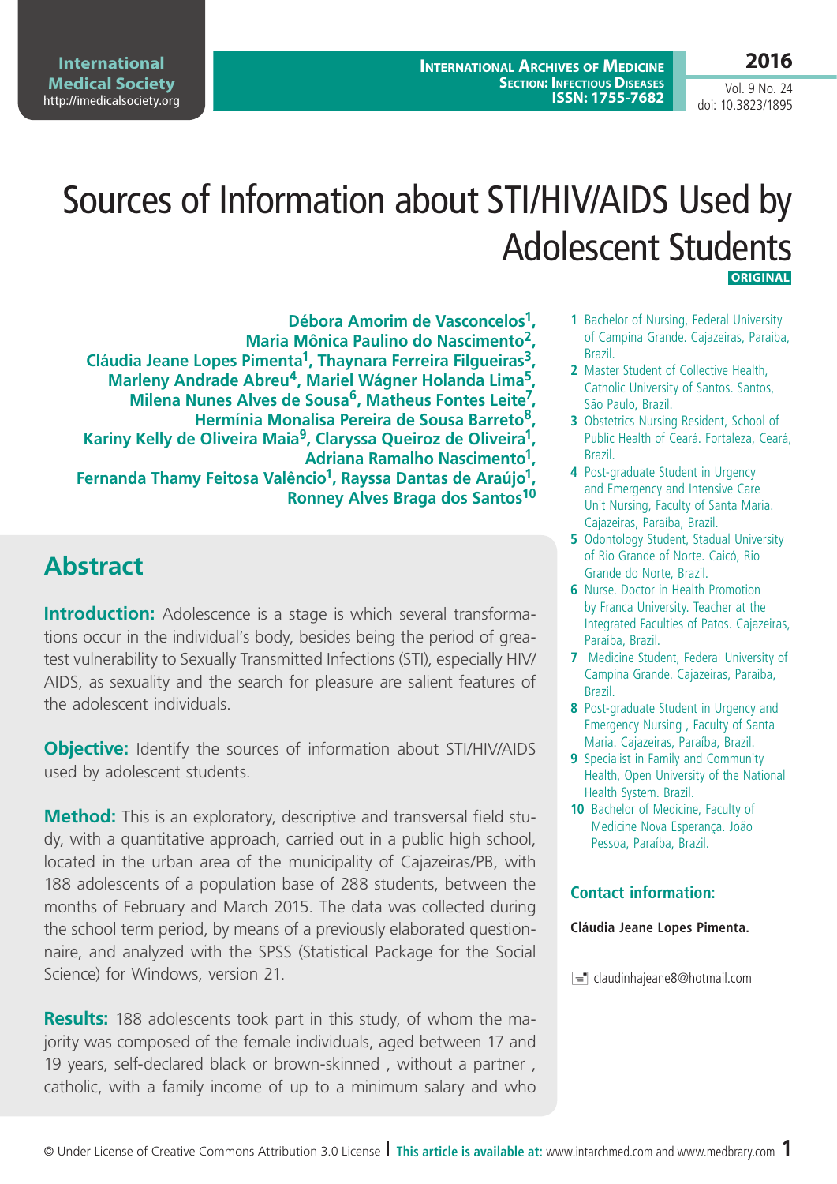# Sources of Information about STI/HIV/AIDS Used by Adolescent Students

ORIGINAL

**Débora Amorim de Vasconcelos[1], Maria Mônica Paulino do Nascimento[2], Cláudia Jeane Lopes Pimenta[1], Thaynara Ferreira Filgueiras[3], Marleny Andrade Abreu[4], Mariel Wágner Holanda Lima[5], Milena Nunes Alves de Sousa[6], Matheus Fontes Leite[7], Hermínia Monalisa Pereira de Sousa Barreto[8], Kariny Kelly de Oliveira Maia[9], Claryssa Queiroz de Oliveira[1], Adriana Ramalho Nascimento[1], Fernanda Thamy Feitosa Valêncio[1], Rayssa Dantas de Araújo[1], Ronney Alves Braga dos Santos[10]**

1 Bachelor of Nursing, Federal University of Campina Grande. Cajazeiras, Paraiba, Brazil.
2 Master Student of Collective Health, Catholic University of Santos. Santos, São Paulo, Brazil.
3 Obstetrics Nursing Resident, School of Public Health of Ceará. Fortaleza, Ceará, Brazil.
4 Post-graduate Student in Urgency and Emergency and Intensive Care Unit Nursing, Faculty of Santa Maria. Cajazeiras, Paraíba, Brazil.
5 Odontology Student, Stadual University of Rio Grande of Norte. Caicó, Rio Grande do Norte, Brazil.
6 Nurse. Doctor in Health Promotion by Franca University. Teacher at the Integrated Faculties of Patos. Cajazeiras, Paraíba, Brazil.
7 Medicine Student, Federal University of Campina Grande. Cajazeiras, Paraiba, Brazil.
8 Post-graduate Student in Urgency and Emergency Nursing , Faculty of Santa Maria. Cajazeiras, Paraíba, Brazil.
9 Specialist in Family and Community Health, Open University of the National Health System. Brazil.
10 Bachelor of Medicine, Faculty of Medicine Nova Esperança. João Pessoa, Paraíba, Brazil.

### Contact information:

**Cláudia Jeane Lopes Pimenta.**

claudinhajeane8@hotmail.com

## Abstract

**Introduction:** Adolescence is a stage is which several transformations occur in the individual's body, besides being the period of greatest vulnerability to Sexually Transmitted Infections (STI), especially HIV/AIDS, as sexuality and the search for pleasure are salient features of the adolescent individuals.

**Objective:** Identify the sources of information about STI/HIV/AIDS used by adolescent students.

**Method:** This is an exploratory, descriptive and transversal field study, with a quantitative approach, carried out in a public high school, located in the urban area of the municipality of Cajazeiras/PB, with 188 adolescents of a population base of 288 students, between the months of February and March 2015. The data was collected during the school term period, by means of a previously elaborated questionnaire, and analyzed with the SPSS (Statistical Package for the Social Science) for Windows, version 21.

**Results:** 188 adolescents took part in this study, of whom the majority was composed of the female individuals, aged between 17 and 19 years, self-declared black or brown-skinned , without a partner , catholic, with a family income of up to a minimum salary and who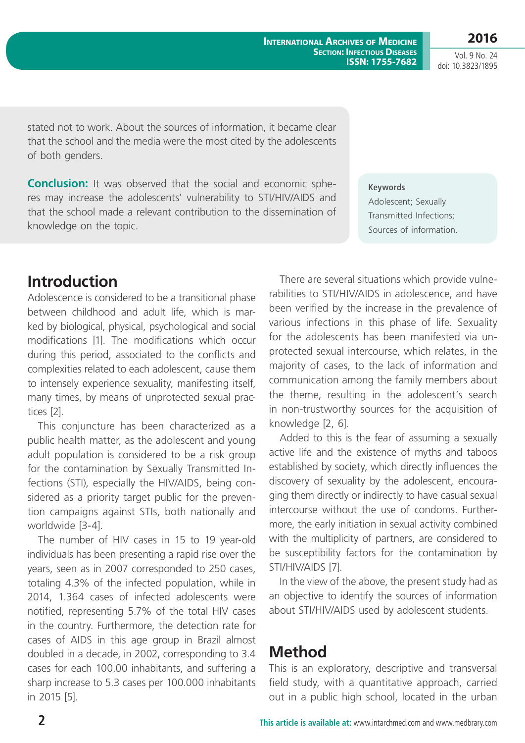stated not to work. About the sources of information, it became clear that the school and the media were the most cited by the adolescents of both genders.

**Conclusion:** It was observed that the social and economic spheres may increase the adolescents' vulnerability to STI/HIV/AIDS and that the school made a relevant contribution to the dissemination of knowledge on the topic.

**Keywords**
Adolescent; Sexually Transmitted Infections; Sources of information.

## Introduction

Adolescence is considered to be a transitional phase between childhood and adult life, which is marked by biological, physical, psychological and social modifications [1]. The modifications which occur during this period, associated to the conflicts and complexities related to each adolescent, cause them to intensely experience sexuality, manifesting itself, many times, by means of unprotected sexual practices [2].

This conjuncture has been characterized as a public health matter, as the adolescent and young adult population is considered to be a risk group for the contamination by Sexually Transmitted Infections (STI), especially the HIV/AIDS, being considered as a priority target public for the prevention campaigns against STIs, both nationally and worldwide [3-4].

The number of HIV cases in 15 to 19 year-old individuals has been presenting a rapid rise over the years, seen as in 2007 corresponded to 250 cases, totaling 4.3% of the infected population, while in 2014, 1.364 cases of infected adolescents were notified, representing 5.7% of the total HIV cases in the country. Furthermore, the detection rate for cases of AIDS in this age group in Brazil almost doubled in a decade, in 2002, corresponding to 3.4 cases for each 100.00 inhabitants, and suffering a sharp increase to 5.3 cases per 100.000 inhabitants in 2015 [5].

There are several situations which provide vulnerabilities to STI/HIV/AIDS in adolescence, and have been verified by the increase in the prevalence of various infections in this phase of life. Sexuality for the adolescents has been manifested via unprotected sexual intercourse, which relates, in the majority of cases, to the lack of information and communication among the family members about the theme, resulting in the adolescent's search in non-trustworthy sources for the acquisition of knowledge [2, 6].

Added to this is the fear of assuming a sexually active life and the existence of myths and taboos established by society, which directly influences the discovery of sexuality by the adolescent, encouraging them directly or indirectly to have casual sexual intercourse without the use of condoms. Furthermore, the early initiation in sexual activity combined with the multiplicity of partners, are considered to be susceptibility factors for the contamination by STI/HIV/AIDS [7].

In the view of the above, the present study had as an objective to identify the sources of information about STI/HIV/AIDS used by adolescent students.

## Method

This is an exploratory, descriptive and transversal field study, with a quantitative approach, carried out in a public high school, located in the urban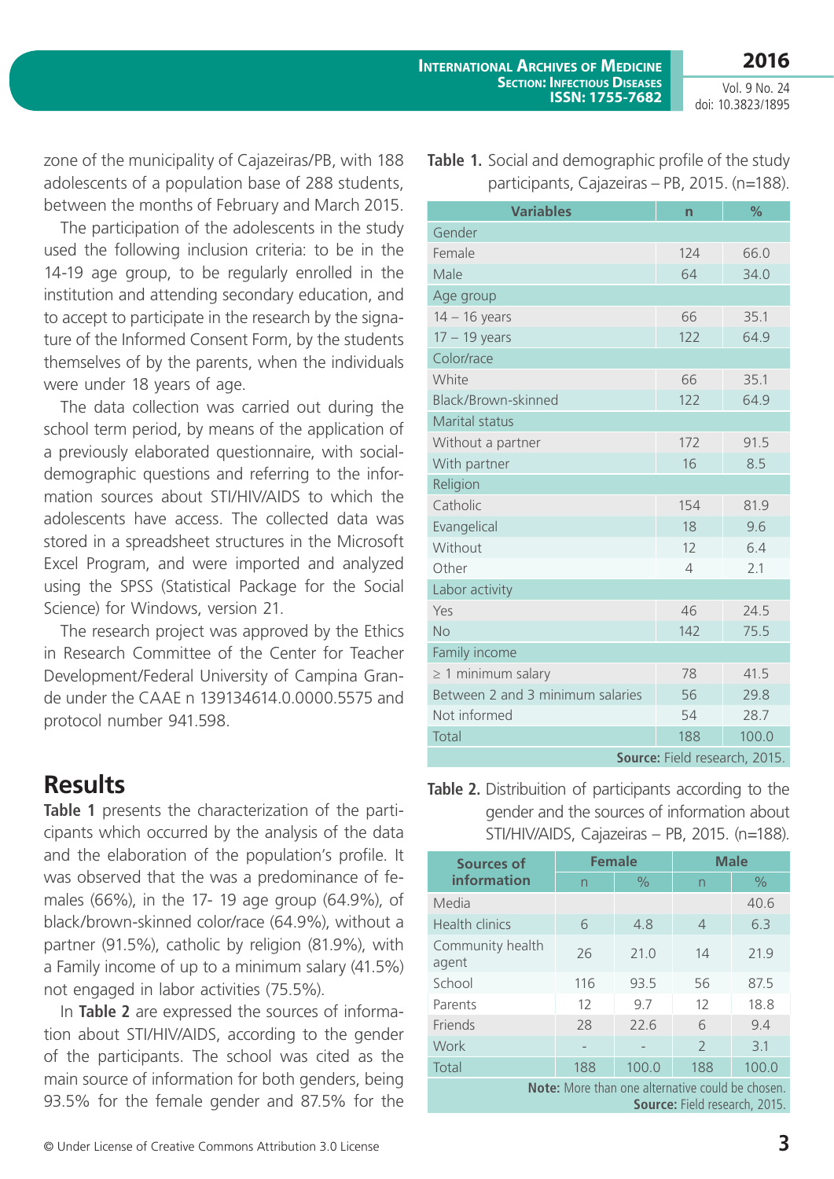zone of the municipality of Cajazeiras/PB, with 188 adolescents of a population base of 288 students, between the months of February and March 2015.

The participation of the adolescents in the study used the following inclusion criteria: to be in the 14-19 age group, to be regularly enrolled in the institution and attending secondary education, and to accept to participate in the research by the signature of the Informed Consent Form, by the students themselves of by the parents, when the individuals were under 18 years of age.

The data collection was carried out during the school term period, by means of the application of a previously elaborated questionnaire, with social-demographic questions and referring to the information sources about STI/HIV/AIDS to which the adolescents have access. The collected data was stored in a spreadsheet structures in the Microsoft Excel Program, and were imported and analyzed using the SPSS (Statistical Package for the Social Science) for Windows, version 21.

The research project was approved by the Ethics in Research Committee of the Center for Teacher Development/Federal University of Campina Grande under the CAAE n 139134614.0.0000.5575 and protocol number 941.598.

## Results

**Table 1** presents the characterization of the participants which occurred by the analysis of the data and the elaboration of the population's profile. It was observed that the was a predominance of females (66%), in the 17- 19 age group (64.9%), of black/brown-skinned color/race (64.9%), without a partner (91.5%), catholic by religion (81.9%), with a Family income of up to a minimum salary (41.5%) not engaged in labor activities (75.5%).

In **Table 2** are expressed the sources of information about STI/HIV/AIDS, according to the gender of the participants. The school was cited as the main source of information for both genders, being 93.5% for the female gender and 87.5% for the

**Table 1.** Social and demographic profile of the study participants, Cajazeiras – PB, 2015. (n=188).

| Variables | n | % |
|---|---|---|
| Gender | | |
| Female | 124 | 66.0 |
| Male | 64 | 34.0 |
| Age group | | |
| 14 – 16 years | 66 | 35.1 |
| 17 – 19 years | 122 | 64.9 |
| Color/race | | |
| White | 66 | 35.1 |
| Black/Brown-skinned | 122 | 64.9 |
| Marital status | | |
| Without a partner | 172 | 91.5 |
| With partner | 16 | 8.5 |
| Religion | | |
| Catholic | 154 | 81.9 |
| Evangelical | 18 | 9.6 |
| Without | 12 | 6.4 |
| Other | 4 | 2.1 |
| Labor activity | | |
| Yes | 46 | 24.5 |
| No | 142 | 75.5 |
| Family income | | |
| ≥ 1 minimum salary | 78 | 41.5 |
| Between 2 and 3 minimum salaries | 56 | 29.8 |
| Not informed | 54 | 28.7 |
| Total | 188 | 100.0 |

**Source:** Field research, 2015.

**Table 2.** Distribuition of participants according to the gender and the sources of information about STI/HIV/AIDS, Cajazeiras – PB, 2015. (n=188).

| Sources of information | Female | | Male | |
|---|---|---|---|---|
| | n | % | n | % |
| Media | | | | 40.6 |
| Health clinics | 6 | 4.8 | 4 | 6.3 |
| Community health agent | 26 | 21.0 | 14 | 21.9 |
| School | 116 | 93.5 | 56 | 87.5 |
| Parents | 12 | 9.7 | 12 | 18.8 |
| Friends | 28 | 22.6 | 6 | 9.4 |
| Work | - | - | 2 | 3.1 |
| Total | 188 | 100.0 | 188 | 100.0 |

**Note:** More than one alternative could be chosen.
**Source:** Field research, 2015.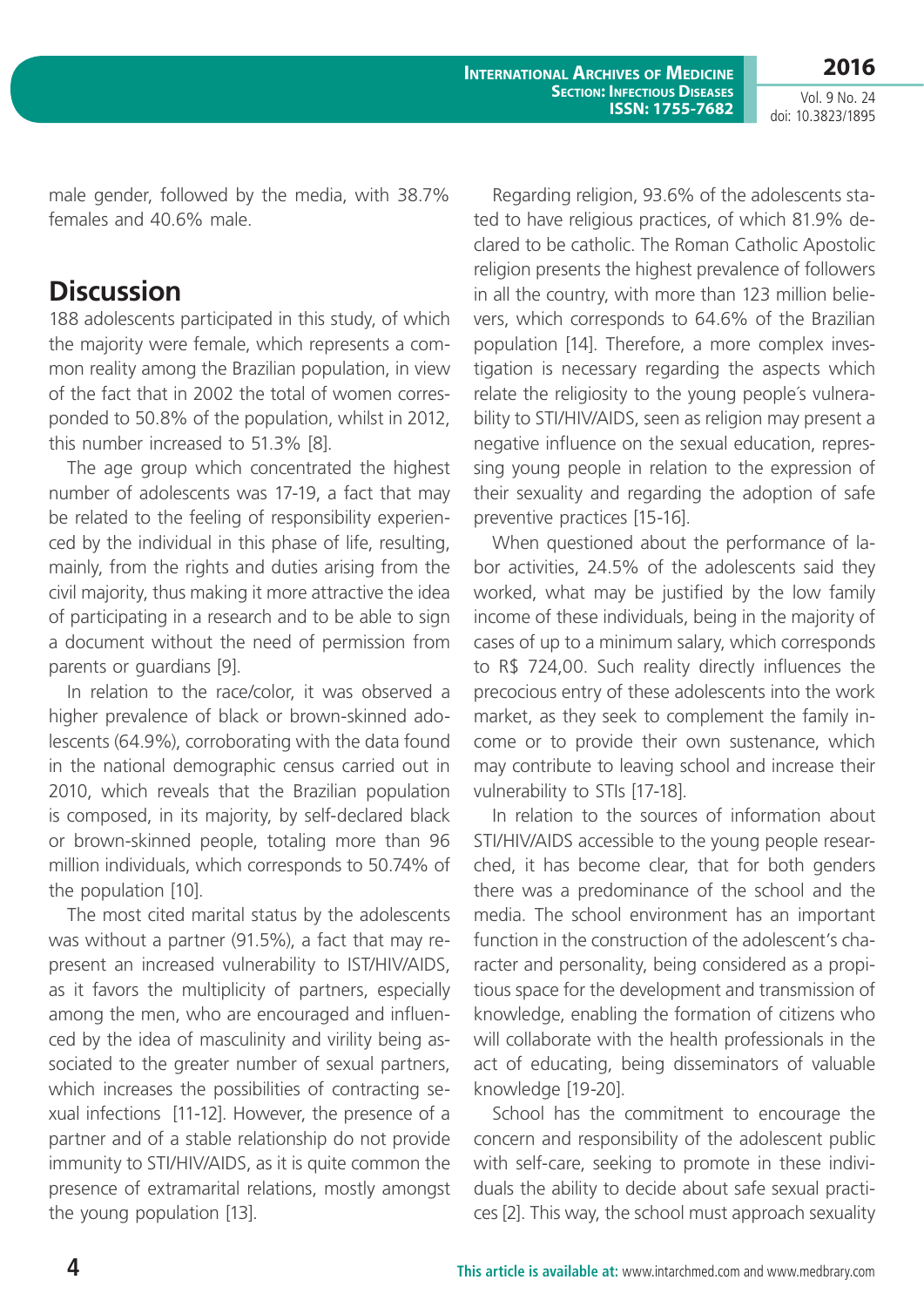male gender, followed by the media, with 38.7% females and 40.6% male.

## Discussion

188 adolescents participated in this study, of which the majority were female, which represents a common reality among the Brazilian population, in view of the fact that in 2002 the total of women corresponded to 50.8% of the population, whilst in 2012, this number increased to 51.3% [8].

The age group which concentrated the highest number of adolescents was 17-19, a fact that may be related to the feeling of responsibility experienced by the individual in this phase of life, resulting, mainly, from the rights and duties arising from the civil majority, thus making it more attractive the idea of participating in a research and to be able to sign a document without the need of permission from parents or guardians [9].

In relation to the race/color, it was observed a higher prevalence of black or brown-skinned adolescents (64.9%), corroborating with the data found in the national demographic census carried out in 2010, which reveals that the Brazilian population is composed, in its majority, by self-declared black or brown-skinned people, totaling more than 96 million individuals, which corresponds to 50.74% of the population [10].

The most cited marital status by the adolescents was without a partner (91.5%), a fact that may represent an increased vulnerability to IST/HIV/AIDS, as it favors the multiplicity of partners, especially among the men, who are encouraged and influenced by the idea of masculinity and virility being associated to the greater number of sexual partners, which increases the possibilities of contracting sexual infections [11-12]. However, the presence of a partner and of a stable relationship do not provide immunity to STI/HIV/AIDS, as it is quite common the presence of extramarital relations, mostly amongst the young population [13].

Regarding religion, 93.6% of the adolescents stated to have religious practices, of which 81.9% declared to be catholic. The Roman Catholic Apostolic religion presents the highest prevalence of followers in all the country, with more than 123 million believers, which corresponds to 64.6% of the Brazilian population [14]. Therefore, a more complex investigation is necessary regarding the aspects which relate the religiosity to the young people´s vulnerability to STI/HIV/AIDS, seen as religion may present a negative influence on the sexual education, repressing young people in relation to the expression of their sexuality and regarding the adoption of safe preventive practices [15-16].

When questioned about the performance of labor activities, 24.5% of the adolescents said they worked, what may be justified by the low family income of these individuals, being in the majority of cases of up to a minimum salary, which corresponds to R$ 724,00. Such reality directly influences the precocious entry of these adolescents into the work market, as they seek to complement the family income or to provide their own sustenance, which may contribute to leaving school and increase their vulnerability to STIs [17-18].

In relation to the sources of information about STI/HIV/AIDS accessible to the young people researched, it has become clear, that for both genders there was a predominance of the school and the media. The school environment has an important function in the construction of the adolescent's character and personality, being considered as a propitious space for the development and transmission of knowledge, enabling the formation of citizens who will collaborate with the health professionals in the act of educating, being disseminators of valuable knowledge [19-20].

School has the commitment to encourage the concern and responsibility of the adolescent public with self-care, seeking to promote in these individuals the ability to decide about safe sexual practices [2]. This way, the school must approach sexuality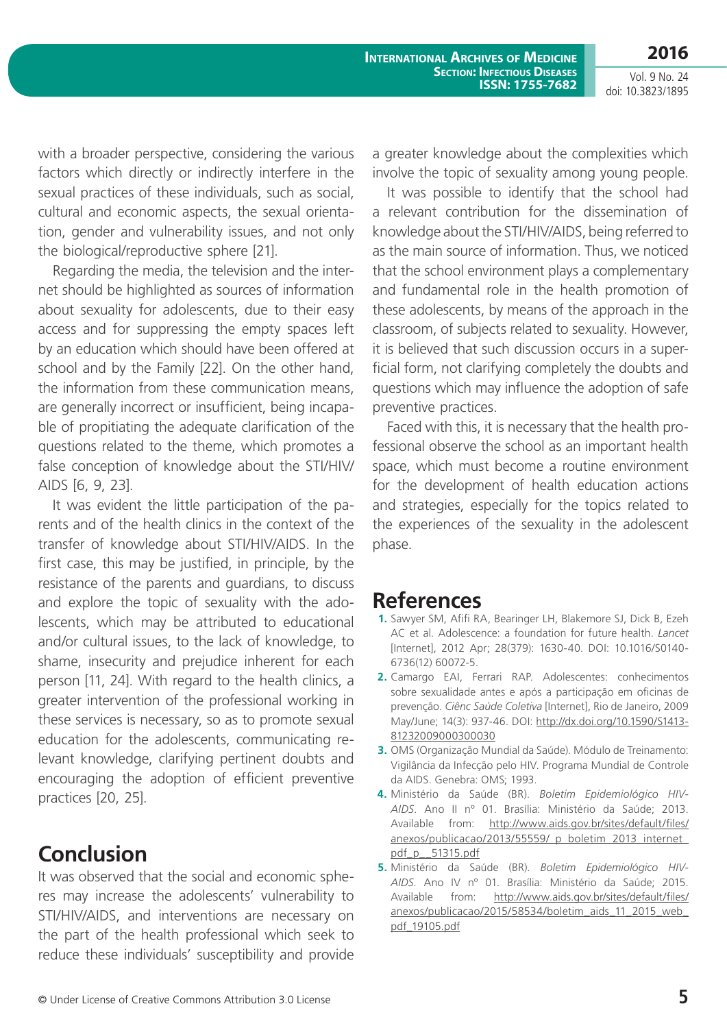with a broader perspective, considering the various factors which directly or indirectly interfere in the sexual practices of these individuals, such as social, cultural and economic aspects, the sexual orientation, gender and vulnerability issues, and not only the biological/reproductive sphere [21].

Regarding the media, the television and the internet should be highlighted as sources of information about sexuality for adolescents, due to their easy access and for suppressing the empty spaces left by an education which should have been offered at school and by the Family [22]. On the other hand, the information from these communication means, are generally incorrect or insufficient, being incapable of propitiating the adequate clarification of the questions related to the theme, which promotes a false conception of knowledge about the STI/HIV/AIDS [6, 9, 23].

It was evident the little participation of the parents and of the health clinics in the context of the transfer of knowledge about STI/HIV/AIDS. In the first case, this may be justified, in principle, by the resistance of the parents and guardians, to discuss and explore the topic of sexuality with the adolescents, which may be attributed to educational and/or cultural issues, to the lack of knowledge, to shame, insecurity and prejudice inherent for each person [11, 24]. With regard to the health clinics, a greater intervention of the professional working in these services is necessary, so as to promote sexual education for the adolescents, communicating relevant knowledge, clarifying pertinent doubts and encouraging the adoption of efficient preventive practices [20, 25].

## Conclusion

It was observed that the social and economic spheres may increase the adolescents' vulnerability to STI/HIV/AIDS, and interventions are necessary on the part of the health professional which seek to reduce these individuals' susceptibility and provide a greater knowledge about the complexities which involve the topic of sexuality among young people.

It was possible to identify that the school had a relevant contribution for the dissemination of knowledge about the STI/HIV/AIDS, being referred to as the main source of information. Thus, we noticed that the school environment plays a complementary and fundamental role in the health promotion of these adolescents, by means of the approach in the classroom, of subjects related to sexuality. However, it is believed that such discussion occurs in a superficial form, not clarifying completely the doubts and questions which may influence the adoption of safe preventive practices.

Faced with this, it is necessary that the health professional observe the school as an important health space, which must become a routine environment for the development of health education actions and strategies, especially for the topics related to the experiences of the sexuality in the adolescent phase.

## References

1. Sawyer SM, Afifi RA, Bearinger LH, Blakemore SJ, Dick B, Ezeh AC et al. Adolescence: a foundation for future health. *Lancet* [Internet], 2012 Apr; 28(379): 1630-40. DOI: 10.1016/S0140-6736(12) 60072-5.
2. Camargo EAI, Ferrari RAP. Adolescentes: conhecimentos sobre sexualidade antes e após a participação em oficinas de prevenção. *Ciênc Saúde Coletiva* [Internet], Rio de Janeiro, 2009 May/June; 14(3): 937-46. DOI: http://dx.doi.org/10.1590/S1413-81232009000300030
3. OMS (Organização Mundial da Saúde). Módulo de Treinamento: Vigilância da Infecção pelo HIV. Programa Mundial de Controle da AIDS. Genebra: OMS; 1993.
4. Ministério da Saúde (BR). *Boletim Epidemiológico HIV-AIDS*. Ano II nº 01. Brasília: Ministério da Saúde; 2013. Available from: http://www.aids.gov.br/sites/default/files/anexos/publicacao/2013/55559/_p_boletim_2013_internet_pdf_p__51315.pdf
5. Ministério da Saúde (BR). *Boletim Epidemiológico HIV-AIDS*. Ano IV nº 01. Brasília: Ministério da Saúde; 2015. Available from: http://www.aids.gov.br/sites/default/files/anexos/publicacao/2015/58534/boletim_aids_11_2015_web_pdf_19105.pdf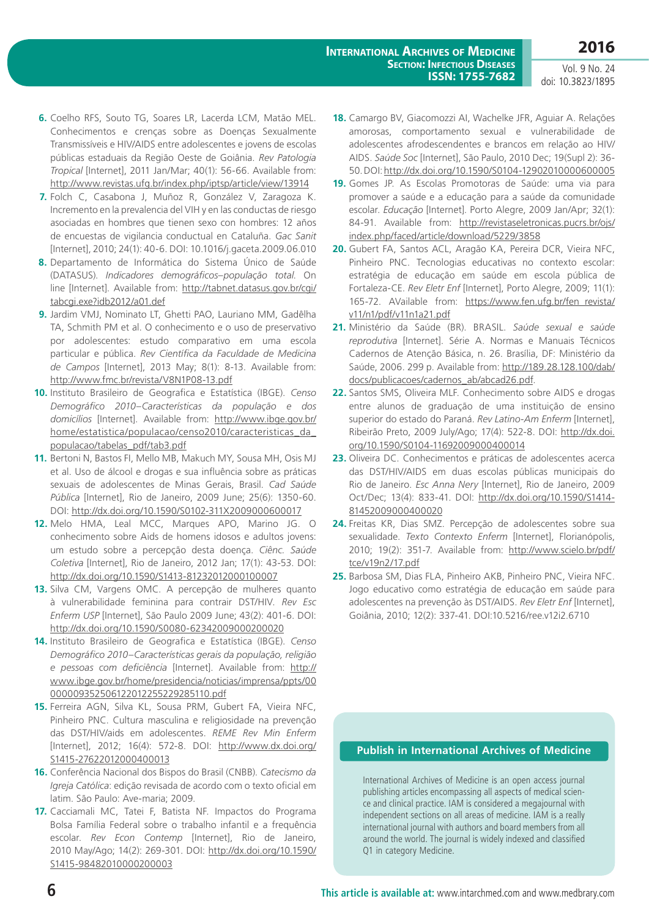6. Coelho RFS, Souto TG, Soares LR, Lacerda LCM, Matão MEL. Conhecimentos e crenças sobre as Doenças Sexualmente Transmissíveis e HIV/AIDS entre adolescentes e jovens de escolas públicas estaduais da Região Oeste de Goiânia. *Rev Patologia Tropical* [Internet], 2011 Jan/Mar; 40(1): 56-66. Available from: http://www.revistas.ufg.br/index.php/iptsp/article/view/13914
7. Folch C, Casabona J, Muñoz R, González V, Zaragoza K. Incremento en la prevalencia del VIH y en las conductas de riesgo asociadas en hombres que tienen sexo con hombres: 12 años de encuestas de vigilancia conductual en Cataluña. *Gac Sanit* [Internet], 2010; 24(1): 40-6. DOI: 10.1016/j.gaceta.2009.06.010
8. Departamento de Informática do Sistema Único de Saúde (DATASUS). *Indicadores demográficos–população total.* On line [Internet]. Available from: http://tabnet.datasus.gov.br/cgi/tabcgi.exe?idb2012/a01.def
9. Jardim VMJ, Nominato LT, Ghetti PAO, Lauriano MM, Gadêlha TA, Schmith PM et al. O conhecimento e o uso de preservativo por adolescentes: estudo comparativo em uma escola particular e pública. *Rev Científica da Faculdade de Medicina de Campos* [Internet], 2013 May; 8(1): 8-13. Available from: http://www.fmc.br/revista/V8N1P08-13.pdf
10. Instituto Brasileiro de Geografica e Estatística (IBGE). *Censo Demográfico 2010–Características da população e dos domicílios* [Internet]. Available from: http://www.ibge.gov.br/home/estatistica/populacao/censo2010/caracteristicas_da_populacao/tabelas_pdf/tab3.pdf
11. Bertoni N, Bastos FI, Mello MB, Makuch MY, Sousa MH, Osis MJ et al. Uso de álcool e drogas e sua influência sobre as práticas sexuais de adolescentes de Minas Gerais, Brasil. *Cad Saúde Pública* [Internet], Rio de Janeiro, 2009 June; 25(6): 1350-60. DOI: http://dx.doi.org/10.1590/S0102-311X2009000600017
12. Melo HMA, Leal MCC, Marques APO, Marino JG. O conhecimento sobre Aids de homens idosos e adultos jovens: um estudo sobre a percepção desta doença. *Ciênc. Saúde Coletiva* [Internet], Rio de Janeiro, 2012 Jan; 17(1): 43-53. DOI: http://dx.doi.org/10.1590/S1413-81232012000100007
13. Silva CM, Vargens OMC. A percepção de mulheres quanto à vulnerabilidade feminina para contrair DST/HIV. *Rev Esc Enferm USP* [Internet], São Paulo 2009 June; 43(2): 401-6. DOI: http://dx.doi.org/10.1590/S0080-62342009000200020
14. Instituto Brasileiro de Geografica e Estatística (IBGE). *Censo Demográfico 2010–Características gerais da população, religião e pessoas com deficiência* [Internet]. Available from: http://www.ibge.gov.br/home/presidencia/noticias/imprensa/ppts/0000000935250612201225522928511​0.pdf
15. Ferreira AGN, Silva KL, Sousa PRM, Gubert FA, Vieira NFC, Pinheiro PNC. Cultura masculina e religiosidade na prevenção das DST/HIV/aids em adolescentes. *REME Rev Min Enferm* [Internet], 2012; 16(4): 572-8. DOI: http://www.dx.doi.org/S1415-27622012000400013
16. Conferência Nacional dos Bispos do Brasil (CNBB). *Catecismo da Igreja Católica*: edição revisada de acordo com o texto oficial em latim. São Paulo: Ave-maria; 2009.
17. Cacciamali MC, Tatei F, Batista NF. Impactos do Programa Bolsa Família Federal sobre o trabalho infantil e a frequência escolar. *Rev Econ Contemp* [Internet], Rio de Janeiro, 2010 May/Ago; 14(2): 269-301. DOI: http://dx.doi.org/10.1590/S1415-98482010000200003
18. Camargo BV, Giacomozzi AI, Wachelke JFR, Aguiar A. Relações amorosas, comportamento sexual e vulnerabilidade de adolescentes afrodescendentes e brancos em relação ao HIV/AIDS. *Saúde Soc* [Internet], São Paulo, 2010 Dec; 19(Supl 2): 36-50. DOI: http://dx.doi.org/10.1590/S0104-12902010000600005
19. Gomes JP. As Escolas Promotoras de Saúde: uma via para promover a saúde e a educação para a saúde da comunidade escolar. *Educação* [Internet]. Porto Alegre, 2009 Jan/Apr; 32(1): 84-91. Available from: http://revistaseletronicas.pucrs.br/ojs/index.php/faced/article/download/5229/3858
20. Gubert FA, Santos ACL, Aragão KA, Pereira DCR, Vieira NFC, Pinheiro PNC. Tecnologias educativas no contexto escolar: estratégia de educação em saúde em escola pública de Fortaleza-CE. *Rev Eletr Enf* [Internet], Porto Alegre, 2009; 11(1): 165-72. AVailable from: https://www.fen.ufg.br/fen_revista/v11/n1/pdf/v11n1a21.pdf
21. Ministério da Saúde (BR). BRASIL. *Saúde sexual e saúde reprodutiva* [Internet]. Série A. Normas e Manuais Técnicos Cadernos de Atenção Básica, n. 26. Brasília, DF: Ministério da Saúde, 2006. 299 p. Available from: http://189.28.128.100/dab/docs/publicacoes/cadernos_ab/abcad26.pdf.
22. Santos SMS, Oliveira MLF. Conhecimento sobre AIDS e drogas entre alunos de graduação de uma instituição de ensino superior do estado do Paraná. *Rev Latino-Am Enferm* [Internet], Ribeirão Preto, 2009 July/Ago; 17(4): 522-8. DOI: http://dx.doi.org/10.1590/S0104-11692009000400014
23. Oliveira DC. Conhecimentos e práticas de adolescentes acerca das DST/HIV/AIDS em duas escolas públicas municipais do Rio de Janeiro. *Esc Anna Nery* [Internet], Rio de Janeiro, 2009 Oct/Dec; 13(4): 833-41. DOI: http://dx.doi.org/10.1590/S1414-81452009000400020
24. Freitas KR, Dias SMZ. Percepção de adolescentes sobre sua sexualidade. *Texto Contexto Enferm* [Internet], Florianópolis, 2010; 19(2): 351-7. Available from: http://www.scielo.br/pdf/tce/v19n2/17.pdf
25. Barbosa SM, Dias FLA, Pinheiro AKB, Pinheiro PNC, Vieira NFC. Jogo educativo como estratégia de educação em saúde para adolescentes na prevenção às DST/AIDS. *Rev Eletr Enf* [Internet], Goiânia, 2010; 12(2): 337-41. DOI:10.5216/ree.v12i2.6710

**Publish in International Archives of Medicine**

International Archives of Medicine is an open access journal publishing articles encompassing all aspects of medical science and clinical practice. IAM is considered a megajournal with independent sections on all areas of medicine. IAM is a really international journal with authors and board members from all around the world. The journal is widely indexed and classified Q1 in category Medicine.